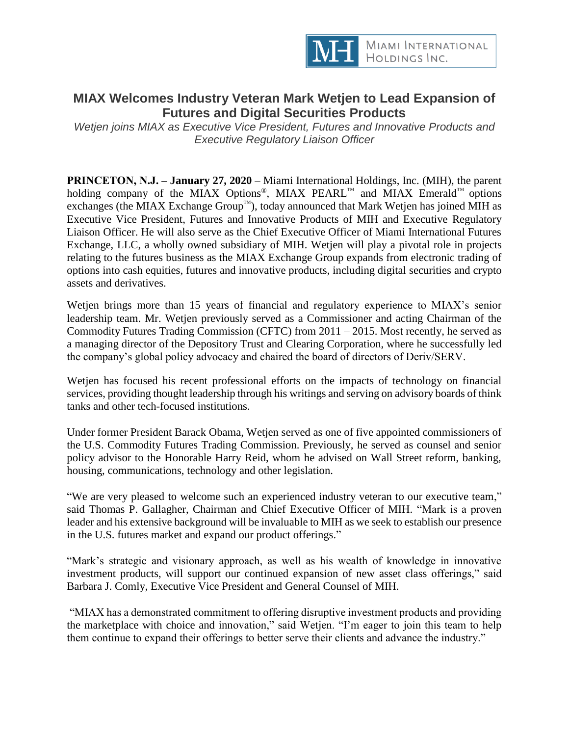Miami International Holdings Inc.

# MIAX Welcomes Industry Veteran Mark Wetjen to Lead Expansion of Futures and Digital Securities Products

*Wetjen joins MIAX as Executive Vice President, Futures and Innovative Products and Executive Regulatory Liaison Officer*

**PRINCETON, N.J. – January 27, 2020** – Miami International Holdings, Inc. (MIH), the parent holding company of the MIAX Options®, MIAX PEARL™ and MIAX Emerald™ options exchanges (the MIAX Exchange Group™), today announced that Mark Wetjen has joined MIH as Executive Vice President, Futures and Innovative Products of MIH and Executive Regulatory Liaison Officer. He will also serve as the Chief Executive Officer of Miami International Futures Exchange, LLC, a wholly owned subsidiary of MIH. Wetjen will play a pivotal role in projects relating to the futures business as the MIAX Exchange Group expands from electronic trading of options into cash equities, futures and innovative products, including digital securities and crypto assets and derivatives.

Wetjen brings more than 15 years of financial and regulatory experience to MIAX's senior leadership team. Mr. Wetjen previously served as a Commissioner and acting Chairman of the Commodity Futures Trading Commission (CFTC) from 2011 – 2015. Most recently, he served as a managing director of the Depository Trust and Clearing Corporation, where he successfully led the company's global policy advocacy and chaired the board of directors of Deriv/SERV.

Wetjen has focused his recent professional efforts on the impacts of technology on financial services, providing thought leadership through his writings and serving on advisory boards of think tanks and other tech-focused institutions.

Under former President Barack Obama, Wetjen served as one of five appointed commissioners of the U.S. Commodity Futures Trading Commission. Previously, he served as counsel and senior policy advisor to the Honorable Harry Reid, whom he advised on Wall Street reform, banking, housing, communications, technology and other legislation.

"We are very pleased to welcome such an experienced industry veteran to our executive team," said Thomas P. Gallagher, Chairman and Chief Executive Officer of MIH. "Mark is a proven leader and his extensive background will be invaluable to MIH as we seek to establish our presence in the U.S. futures market and expand our product offerings."

"Mark's strategic and visionary approach, as well as his wealth of knowledge in innovative investment products, will support our continued expansion of new asset class offerings," said Barbara J. Comly, Executive Vice President and General Counsel of MIH.

"MIAX has a demonstrated commitment to offering disruptive investment products and providing the marketplace with choice and innovation," said Wetjen. "I'm eager to join this team to help them continue to expand their offerings to better serve their clients and advance the industry."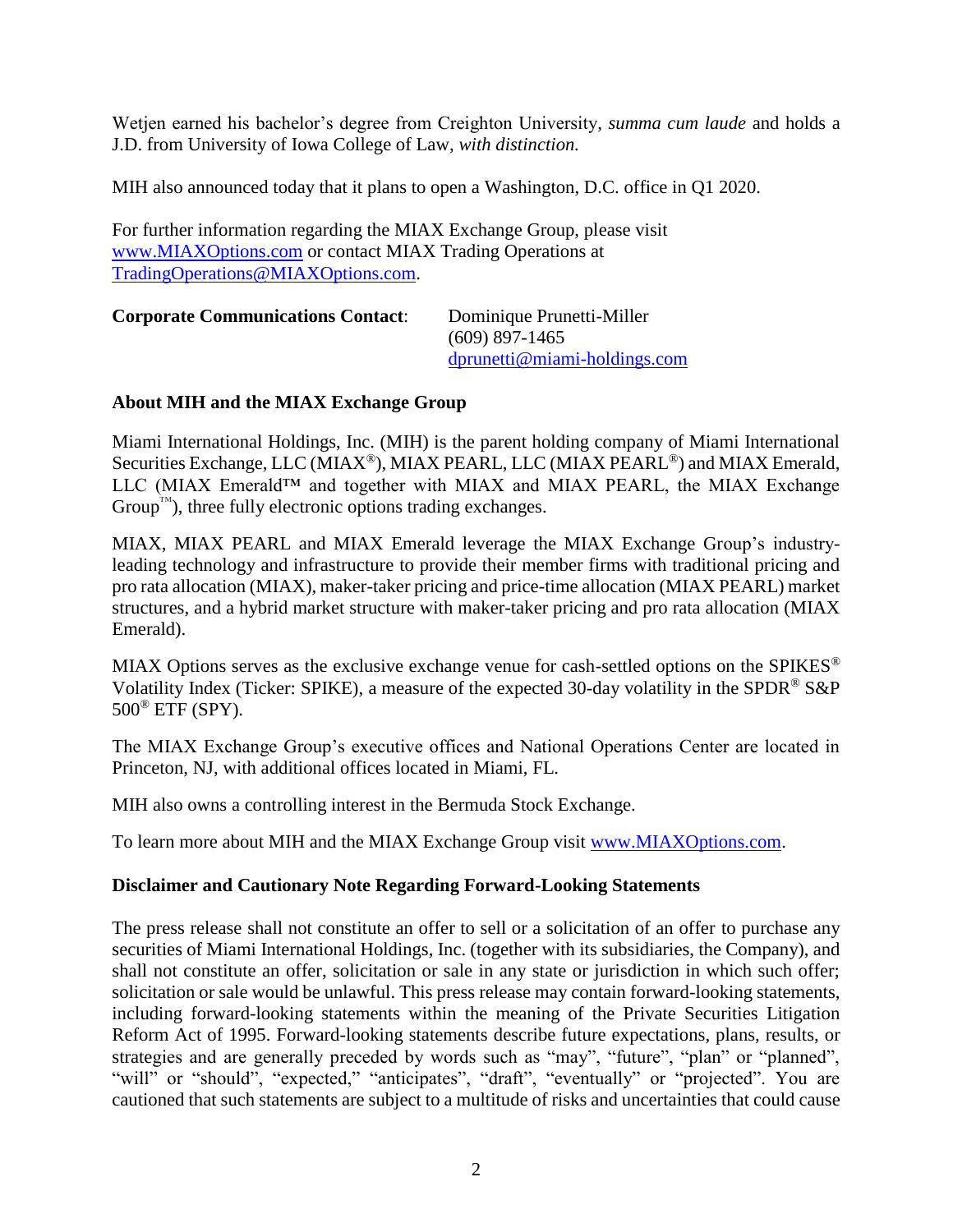Wetjen earned his bachelor's degree from Creighton University, *summa cum laude* and holds a J.D. from University of Iowa College of Law*, with distinction.*

MIH also announced today that it plans to open a Washington, D.C. office in Q1 2020.

For further information regarding the MIAX Exchange Group, please visit www.MIAXOptions.com or contact MIAX Trading Operations at TradingOperations@MIAXOptions.com.

**Corporate Communications Contact**: Dominique Prunetti-Miller
(609) 897-1465
dprunetti@miami-holdings.com

**About MIH and the MIAX Exchange Group**

Miami International Holdings, Inc. (MIH) is the parent holding company of Miami International Securities Exchange, LLC (MIAX®), MIAX PEARL, LLC (MIAX PEARL®) and MIAX Emerald, LLC (MIAX Emerald™ and together with MIAX and MIAX PEARL, the MIAX Exchange Group™), three fully electronic options trading exchanges.

MIAX, MIAX PEARL and MIAX Emerald leverage the MIAX Exchange Group's industry-leading technology and infrastructure to provide their member firms with traditional pricing and pro rata allocation (MIAX), maker-taker pricing and price-time allocation (MIAX PEARL) market structures, and a hybrid market structure with maker-taker pricing and pro rata allocation (MIAX Emerald).

MIAX Options serves as the exclusive exchange venue for cash-settled options on the SPIKES® Volatility Index (Ticker: SPIKE), a measure of the expected 30-day volatility in the SPDR® S&P 500® ETF (SPY).

The MIAX Exchange Group's executive offices and National Operations Center are located in Princeton, NJ, with additional offices located in Miami, FL.

MIH also owns a controlling interest in the Bermuda Stock Exchange.

To learn more about MIH and the MIAX Exchange Group visit www.MIAXOptions.com.

**Disclaimer and Cautionary Note Regarding Forward-Looking Statements**

The press release shall not constitute an offer to sell or a solicitation of an offer to purchase any securities of Miami International Holdings, Inc. (together with its subsidiaries, the Company), and shall not constitute an offer, solicitation or sale in any state or jurisdiction in which such offer; solicitation or sale would be unlawful. This press release may contain forward-looking statements, including forward-looking statements within the meaning of the Private Securities Litigation Reform Act of 1995. Forward-looking statements describe future expectations, plans, results, or strategies and are generally preceded by words such as "may", "future", "plan" or "planned", "will" or "should", "expected," "anticipates", "draft", "eventually" or "projected". You are cautioned that such statements are subject to a multitude of risks and uncertainties that could cause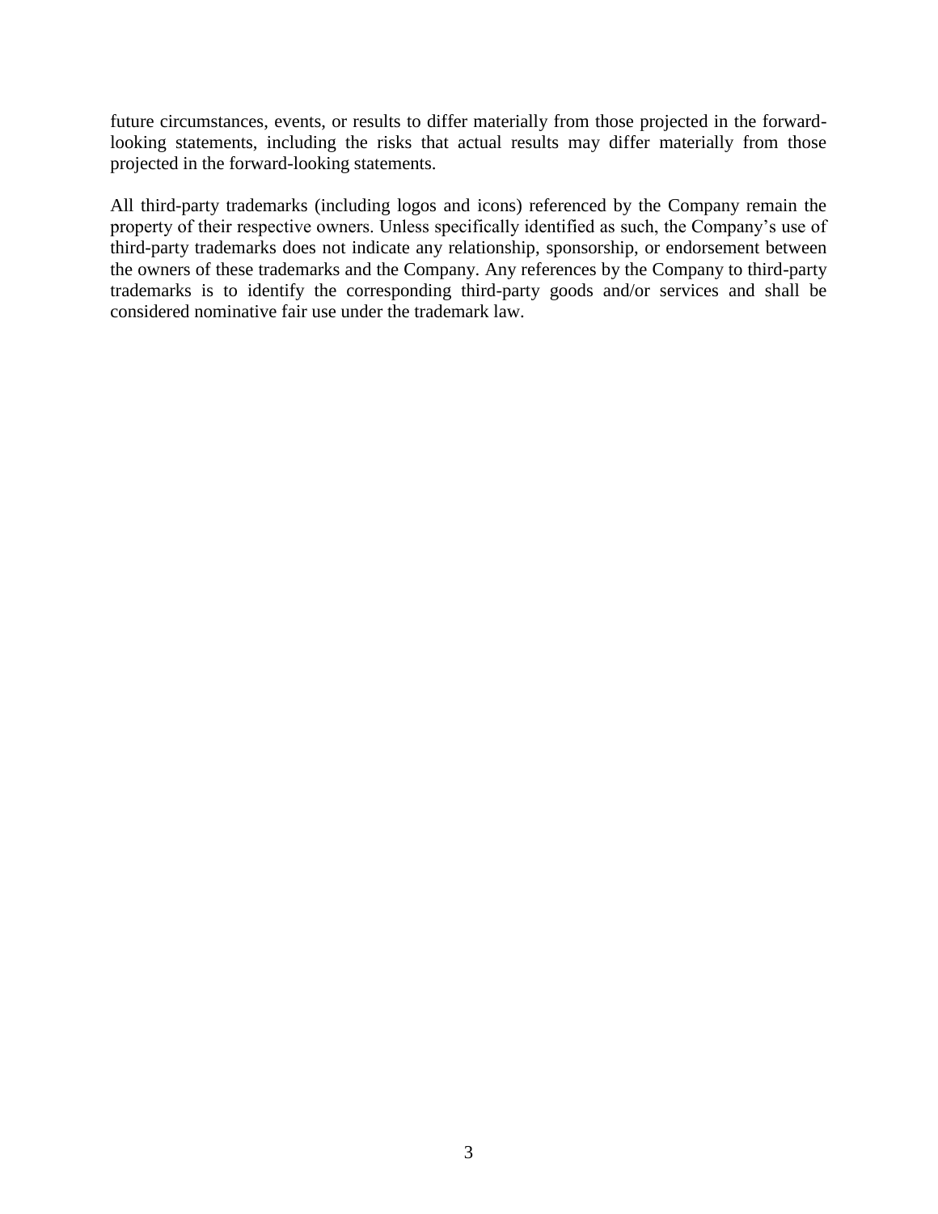future circumstances, events, or results to differ materially from those projected in the forward-looking statements, including the risks that actual results may differ materially from those projected in the forward-looking statements.

All third-party trademarks (including logos and icons) referenced by the Company remain the property of their respective owners. Unless specifically identified as such, the Company's use of third-party trademarks does not indicate any relationship, sponsorship, or endorsement between the owners of these trademarks and the Company. Any references by the Company to third-party trademarks is to identify the corresponding third-party goods and/or services and shall be considered nominative fair use under the trademark law.